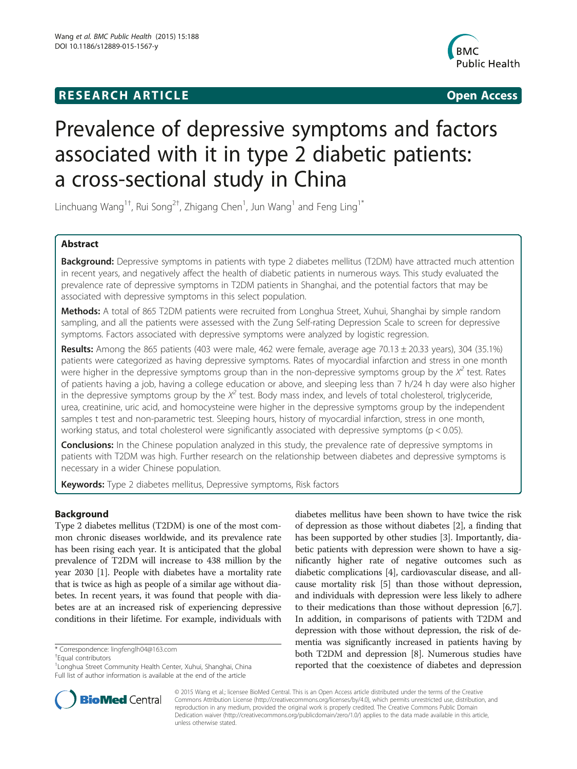**RESEARCH ARTICLE** **Open Access**

# Prevalence of depressive symptoms and factors associated with it in type 2 diabetic patients: a cross-sectional study in China

Linchuang Wang[1†], Rui Song[2†], Zhigang Chen[1], Jun Wang[1] and Feng Ling[1*]

## Abstract

**Background:** Depressive symptoms in patients with type 2 diabetes mellitus (T2DM) have attracted much attention in recent years, and negatively affect the health of diabetic patients in numerous ways. This study evaluated the prevalence rate of depressive symptoms in T2DM patients in Shanghai, and the potential factors that may be associated with depressive symptoms in this select population.

**Methods:** A total of 865 T2DM patients were recruited from Longhua Street, Xuhui, Shanghai by simple random sampling, and all the patients were assessed with the Zung Self-rating Depression Scale to screen for depressive symptoms. Factors associated with depressive symptoms were analyzed by logistic regression.

**Results:** Among the 865 patients (403 were male, 462 were female, average age 70.13 ± 20.33 years), 304 (35.1%) patients were categorized as having depressive symptoms. Rates of myocardial infarction and stress in one month were higher in the depressive symptoms group than in the non-depressive symptoms group by the $X^2$ test. Rates of patients having a job, having a college education or above, and sleeping less than 7 h/24 h day were also higher in the depressive symptoms group by the $X^2$ test. Body mass index, and levels of total cholesterol, triglyceride, urea, creatinine, uric acid, and homocysteine were higher in the depressive symptoms group by the independent samples t test and non-parametric test. Sleeping hours, history of myocardial infarction, stress in one month, working status, and total cholesterol were significantly associated with depressive symptoms ($p < 0.05$).

**Conclusions:** In the Chinese population analyzed in this study, the prevalence rate of depressive symptoms in patients with T2DM was high. Further research on the relationship between diabetes and depressive symptoms is necessary in a wider Chinese population.

**Keywords:** Type 2 diabetes mellitus, Depressive symptoms, Risk factors

## Background

Type 2 diabetes mellitus (T2DM) is one of the most common chronic diseases worldwide, and its prevalence rate has been rising each year. It is anticipated that the global prevalence of T2DM will increase to 438 million by the year 2030 [1]. People with diabetes have a mortality rate that is twice as high as people of a similar age without diabetes. In recent years, it was found that people with diabetes are at an increased risk of experiencing depressive conditions in their lifetime. For example, individuals with diabetes mellitus have been shown to have twice the risk of depression as those without diabetes [2], a finding that has been supported by other studies [3]. Importantly, diabetic patients with depression were shown to have a significantly higher rate of negative outcomes such as diabetic complications [4], cardiovascular disease, and all-cause mortality risk [5] than those without depression, and individuals with depression were less likely to adhere to their medications than those without depression [6,7]. In addition, in comparisons of patients with T2DM and depression with those without depression, the risk of dementia was significantly increased in patients having by both T2DM and depression [8]. Numerous studies have reported that the coexistence of diabetes and depression

\* Correspondence: lingfenglh04@163.com
†Equal contributors
[1]Longhua Street Community Health Center, Xuhui, Shanghai, China
Full list of author information is available at the end of the article

© 2015 Wang et al.; licensee BioMed Central. This is an Open Access article distributed under the terms of the Creative Commons Attribution License (http://creativecommons.org/licenses/by/4.0), which permits unrestricted use, distribution, and reproduction in any medium, provided the original work is properly credited. The Creative Commons Public Domain Dedication waiver (http://creativecommons.org/publicdomain/zero/1.0/) applies to the data made available in this article, unless otherwise stated.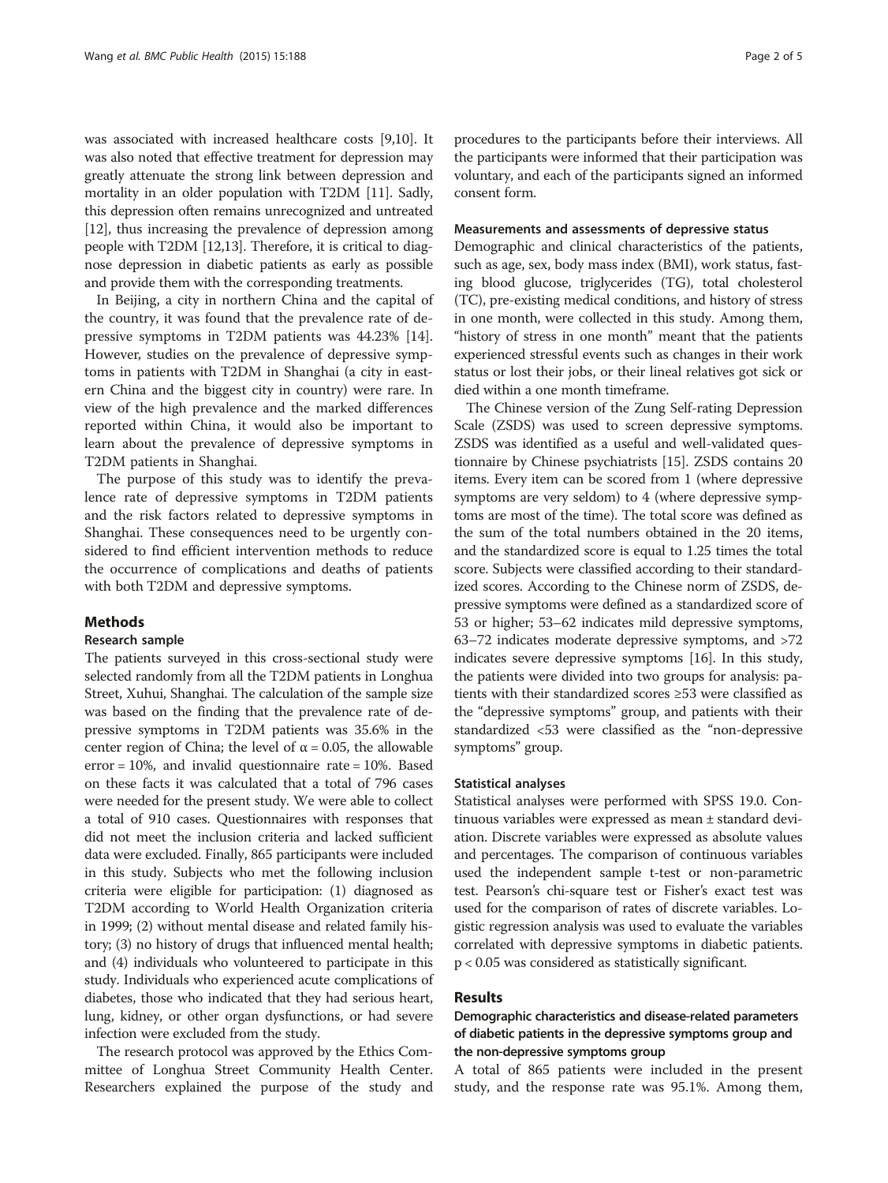was associated with increased healthcare costs [9,10]. It was also noted that effective treatment for depression may greatly attenuate the strong link between depression and mortality in an older population with T2DM [11]. Sadly, this depression often remains unrecognized and untreated [12], thus increasing the prevalence of depression among people with T2DM [12,13]. Therefore, it is critical to diagnose depression in diabetic patients as early as possible and provide them with the corresponding treatments.

In Beijing, a city in northern China and the capital of the country, it was found that the prevalence rate of depressive symptoms in T2DM patients was 44.23% [14]. However, studies on the prevalence of depressive symptoms in patients with T2DM in Shanghai (a city in eastern China and the biggest city in country) were rare. In view of the high prevalence and the marked differences reported within China, it would also be important to learn about the prevalence of depressive symptoms in T2DM patients in Shanghai.

The purpose of this study was to identify the prevalence rate of depressive symptoms in T2DM patients and the risk factors related to depressive symptoms in Shanghai. These consequences need to be urgently considered to find efficient intervention methods to reduce the occurrence of complications and deaths of patients with both T2DM and depressive symptoms.

## Methods

### Research sample

The patients surveyed in this cross-sectional study were selected randomly from all the T2DM patients in Longhua Street, Xuhui, Shanghai. The calculation of the sample size was based on the finding that the prevalence rate of depressive symptoms in T2DM patients was 35.6% in the center region of China; the level of $\alpha = 0.05$, the allowable error = 10%, and invalid questionnaire rate = 10%. Based on these facts it was calculated that a total of 796 cases were needed for the present study. We were able to collect a total of 910 cases. Questionnaires with responses that did not meet the inclusion criteria and lacked sufficient data were excluded. Finally, 865 participants were included in this study. Subjects who met the following inclusion criteria were eligible for participation: (1) diagnosed as T2DM according to World Health Organization criteria in 1999; (2) without mental disease and related family history; (3) no history of drugs that influenced mental health; and (4) individuals who volunteered to participate in this study. Individuals who experienced acute complications of diabetes, those who indicated that they had serious heart, lung, kidney, or other organ dysfunctions, or had severe infection were excluded from the study.

The research protocol was approved by the Ethics Committee of Longhua Street Community Health Center. Researchers explained the purpose of the study and procedures to the participants before their interviews. All the participants were informed that their participation was voluntary, and each of the participants signed an informed consent form.

### Measurements and assessments of depressive status

Demographic and clinical characteristics of the patients, such as age, sex, body mass index (BMI), work status, fasting blood glucose, triglycerides (TG), total cholesterol (TC), pre-existing medical conditions, and history of stress in one month, were collected in this study. Among them, "history of stress in one month" meant that the patients experienced stressful events such as changes in their work status or lost their jobs, or their lineal relatives got sick or died within a one month timeframe.

The Chinese version of the Zung Self-rating Depression Scale (ZSDS) was used to screen depressive symptoms. ZSDS was identified as a useful and well-validated questionnaire by Chinese psychiatrists [15]. ZSDS contains 20 items. Every item can be scored from 1 (where depressive symptoms are very seldom) to 4 (where depressive symptoms are most of the time). The total score was defined as the sum of the total numbers obtained in the 20 items, and the standardized score is equal to 1.25 times the total score. Subjects were classified according to their standardized scores. According to the Chinese norm of ZSDS, depressive symptoms were defined as a standardized score of 53 or higher; 53–62 indicates mild depressive symptoms, 63–72 indicates moderate depressive symptoms, and >72 indicates severe depressive symptoms [16]. In this study, the patients were divided into two groups for analysis: patients with their standardized scores ≥53 were classified as the "depressive symptoms" group, and patients with their standardized <53 were classified as the "non-depressive symptoms" group.

### Statistical analyses

Statistical analyses were performed with SPSS 19.0. Continuous variables were expressed as mean ± standard deviation. Discrete variables were expressed as absolute values and percentages. The comparison of continuous variables used the independent sample t-test or non-parametric test. Pearson's chi-square test or Fisher's exact test was used for the comparison of rates of discrete variables. Logistic regression analysis was used to evaluate the variables correlated with depressive symptoms in diabetic patients. $p < 0.05$ was considered as statistically significant.

## Results

### Demographic characteristics and disease-related parameters of diabetic patients in the depressive symptoms group and the non-depressive symptoms group

A total of 865 patients were included in the present study, and the response rate was 95.1%. Among them,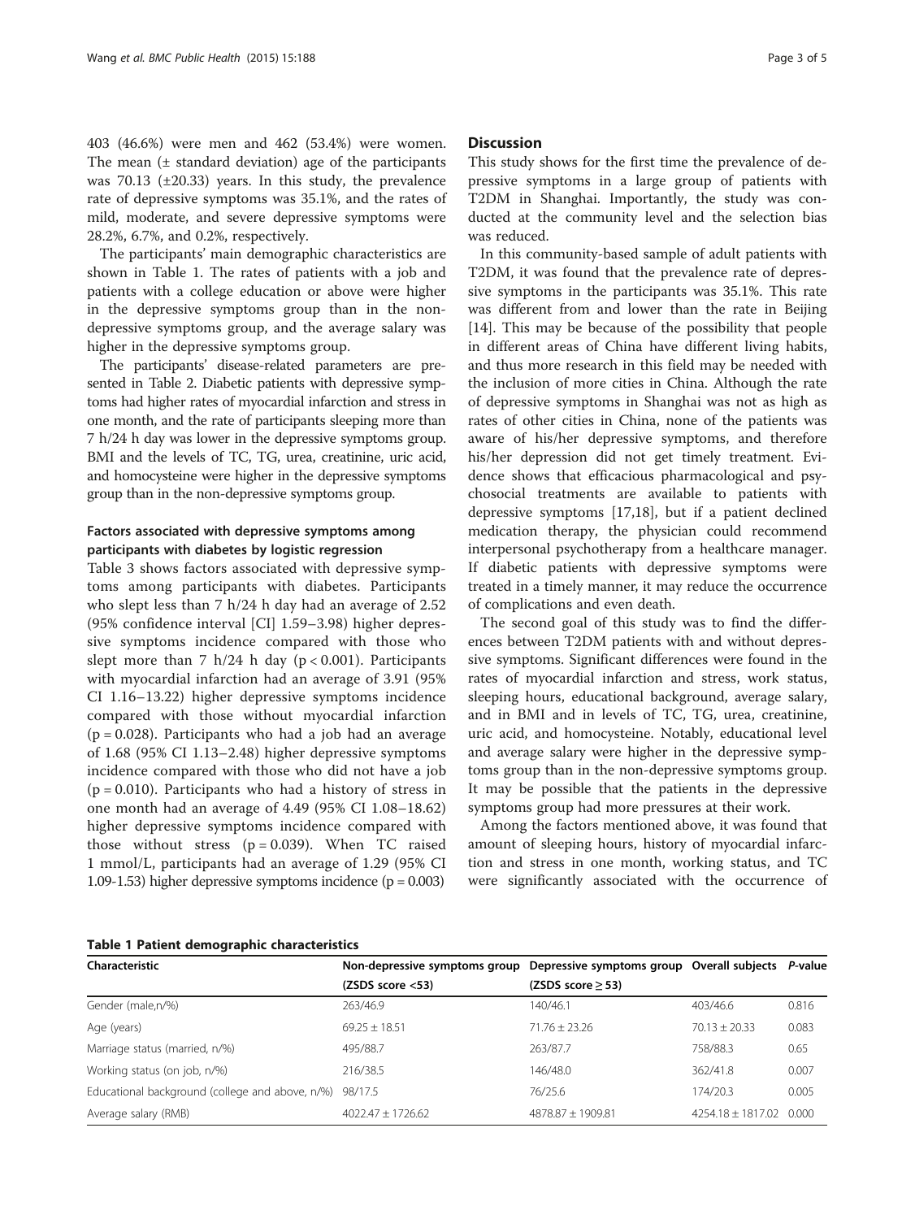403 (46.6%) were men and 462 (53.4%) were women. The mean (± standard deviation) age of the participants was 70.13 (±20.33) years. In this study, the prevalence rate of depressive symptoms was 35.1%, and the rates of mild, moderate, and severe depressive symptoms were 28.2%, 6.7%, and 0.2%, respectively.

The participants' main demographic characteristics are shown in Table 1. The rates of patients with a job and patients with a college education or above were higher in the depressive symptoms group than in the non-depressive symptoms group, and the average salary was higher in the depressive symptoms group.

The participants' disease-related parameters are presented in Table 2. Diabetic patients with depressive symptoms had higher rates of myocardial infarction and stress in one month, and the rate of participants sleeping more than 7 h/24 h day was lower in the depressive symptoms group. BMI and the levels of TC, TG, urea, creatinine, uric acid, and homocysteine were higher in the depressive symptoms group than in the non-depressive symptoms group.

### Factors associated with depressive symptoms among participants with diabetes by logistic regression

Table 3 shows factors associated with depressive symptoms among participants with diabetes. Participants who slept less than 7 h/24 h day had an average of 2.52 (95% confidence interval [CI] 1.59–3.98) higher depressive symptoms incidence compared with those who slept more than 7 h/24 h day ($p < 0.001$). Participants with myocardial infarction had an average of 3.91 (95% CI 1.16–13.22) higher depressive symptoms incidence compared with those without myocardial infarction ($p = 0.028$). Participants who had a job had an average of 1.68 (95% CI 1.13–2.48) higher depressive symptoms incidence compared with those who did not have a job ($p = 0.010$). Participants who had a history of stress in one month had an average of 4.49 (95% CI 1.08–18.62) higher depressive symptoms incidence compared with those without stress ($p = 0.039$). When TC raised 1 mmol/L, participants had an average of 1.29 (95% CI 1.09-1.53) higher depressive symptoms incidence ($p = 0.003$)

## Discussion

This study shows for the first time the prevalence of depressive symptoms in a large group of patients with T2DM in Shanghai. Importantly, the study was conducted at the community level and the selection bias was reduced.

In this community-based sample of adult patients with T2DM, it was found that the prevalence rate of depressive symptoms in the participants was 35.1%. This rate was different from and lower than the rate in Beijing [14]. This may be because of the possibility that people in different areas of China have different living habits, and thus more research in this field may be needed with the inclusion of more cities in China. Although the rate of depressive symptoms in Shanghai was not as high as rates of other cities in China, none of the patients was aware of his/her depressive symptoms, and therefore his/her depression did not get timely treatment. Evidence shows that efficacious pharmacological and psychosocial treatments are available to patients with depressive symptoms [17,18], but if a patient declined medication therapy, the physician could recommend interpersonal psychotherapy from a healthcare manager. If diabetic patients with depressive symptoms were treated in a timely manner, it may reduce the occurrence of complications and even death.

The second goal of this study was to find the differences between T2DM patients with and without depressive symptoms. Significant differences were found in the rates of myocardial infarction and stress, work status, sleeping hours, educational background, average salary, and in BMI and in levels of TC, TG, urea, creatinine, uric acid, and homocysteine. Notably, educational level and average salary were higher in the depressive symptoms group than in the non-depressive symptoms group. It may be possible that the patients in the depressive symptoms group had more pressures at their work.

Among the factors mentioned above, it was found that amount of sleeping hours, history of myocardial infarction and stress in one month, working status, and TC were significantly associated with the occurrence of

**Table 1 Patient demographic characteristics**

| Characteristic | Non-depressive symptoms group (ZSDS score <53) | Depressive symptoms group (ZSDS score ≥ 53) | Overall subjects | *P*-value |
|---|---|---|---|---|
| Gender (male,n/%) | 263/46.9 | 140/46.1 | 403/46.6 | 0.816 |
| Age (years) | 69.25 ± 18.51 | 71.76 ± 23.26 | 70.13 ± 20.33 | 0.083 |
| Marriage status (married, n/%) | 495/88.7 | 263/87.7 | 758/88.3 | 0.65 |
| Working status (on job, n/%) | 216/38.5 | 146/48.0 | 362/41.8 | 0.007 |
| Educational background (college and above, n/%) | 98/17.5 | 76/25.6 | 174/20.3 | 0.005 |
| Average salary (RMB) | 4022.47 ± 1726.62 | 4878.87 ± 1909.81 | 4254.18 ± 1817.02 | 0.000 |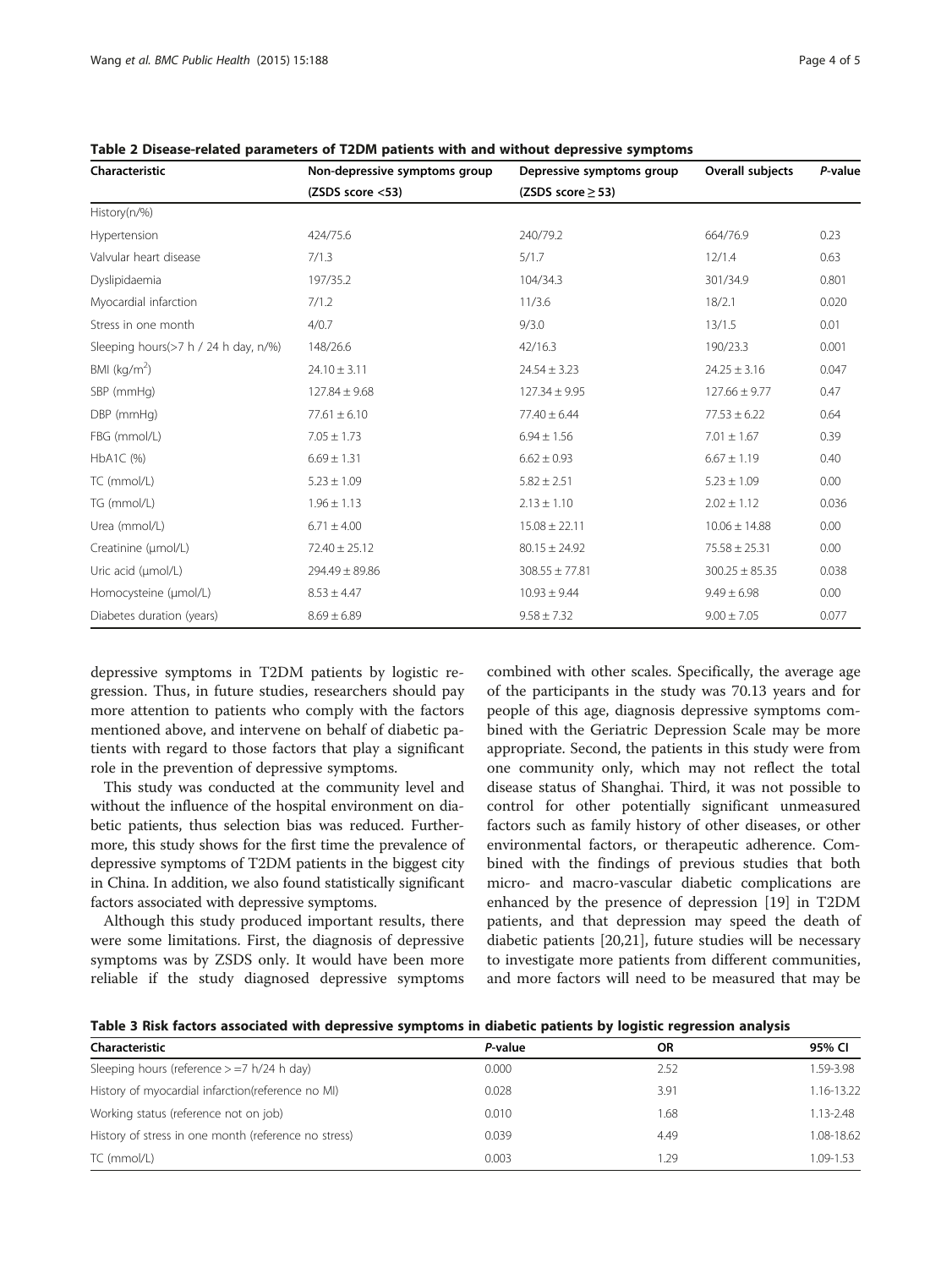**Table 2 Disease-related parameters of T2DM patients with and without depressive symptoms**

| Characteristic | Non-depressive symptoms group (ZSDS score <53) | Depressive symptoms group (ZSDS score ≥ 53) | Overall subjects | *P*-value |
|---|---|---|---|---|
| History(n/%) | | | | |
| Hypertension | 424/75.6 | 240/79.2 | 664/76.9 | 0.23 |
| Valvular heart disease | 7/1.3 | 5/1.7 | 12/1.4 | 0.63 |
| Dyslipidaemia | 197/35.2 | 104/34.3 | 301/34.9 | 0.801 |
| Myocardial infarction | 7/1.2 | 11/3.6 | 18/2.1 | 0.020 |
| Stress in one month | 4/0.7 | 9/3.0 | 13/1.5 | 0.01 |
| Sleeping hours(>7 h / 24 h day, n/%) | 148/26.6 | 42/16.3 | 190/23.3 | 0.001 |
| BMI (kg/m$^2$) | 24.10 ± 3.11 | 24.54 ± 3.23 | 24.25 ± 3.16 | 0.047 |
| SBP (mmHg) | 127.84 ± 9.68 | 127.34 ± 9.95 | 127.66 ± 9.77 | 0.47 |
| DBP (mmHg) | 77.61 ± 6.10 | 77.40 ± 6.44 | 77.53 ± 6.22 | 0.64 |
| FBG (mmol/L) | 7.05 ± 1.73 | 6.94 ± 1.56 | 7.01 ± 1.67 | 0.39 |
| HbA1C (%) | 6.69 ± 1.31 | 6.62 ± 0.93 | 6.67 ± 1.19 | 0.40 |
| TC (mmol/L) | 5.23 ± 1.09 | 5.82 ± 2.51 | 5.23 ± 1.09 | 0.00 |
| TG (mmol/L) | 1.96 ± 1.13 | 2.13 ± 1.10 | 2.02 ± 1.12 | 0.036 |
| Urea (mmol/L) | 6.71 ± 4.00 | 15.08 ± 22.11 | 10.06 ± 14.88 | 0.00 |
| Creatinine (μmol/L) | 72.40 ± 25.12 | 80.15 ± 24.92 | 75.58 ± 25.31 | 0.00 |
| Uric acid (μmol/L) | 294.49 ± 89.86 | 308.55 ± 77.81 | 300.25 ± 85.35 | 0.038 |
| Homocysteine (μmol/L) | 8.53 ± 4.47 | 10.93 ± 9.44 | 9.49 ± 6.98 | 0.00 |
| Diabetes duration (years) | 8.69 ± 6.89 | 9.58 ± 7.32 | 9.00 ± 7.05 | 0.077 |

depressive symptoms in T2DM patients by logistic regression. Thus, in future studies, researchers should pay more attention to patients who comply with the factors mentioned above, and intervene on behalf of diabetic patients with regard to those factors that play a significant role in the prevention of depressive symptoms.

This study was conducted at the community level and without the influence of the hospital environment on diabetic patients, thus selection bias was reduced. Furthermore, this study shows for the first time the prevalence of depressive symptoms of T2DM patients in the biggest city in China. In addition, we also found statistically significant factors associated with depressive symptoms.

Although this study produced important results, there were some limitations. First, the diagnosis of depressive symptoms was by ZSDS only. It would have been more reliable if the study diagnosed depressive symptoms combined with other scales. Specifically, the average age of the participants in the study was 70.13 years and for people of this age, diagnosis depressive symptoms combined with the Geriatric Depression Scale may be more appropriate. Second, the patients in this study were from one community only, which may not reflect the total disease status of Shanghai. Third, it was not possible to control for other potentially significant unmeasured factors such as family history of other diseases, or other environmental factors, or therapeutic adherence. Combined with the findings of previous studies that both micro- and macro-vascular diabetic complications are enhanced by the presence of depression [19] in T2DM patients, and that depression may speed the death of diabetic patients [20,21], future studies will be necessary to investigate more patients from different communities, and more factors will need to be measured that may be

**Table 3 Risk factors associated with depressive symptoms in diabetic patients by logistic regression analysis**

| Characteristic | *P*-value | OR | 95% CI |
|---|---|---|---|
| Sleeping hours (reference > =7 h/24 h day) | 0.000 | 2.52 | 1.59-3.98 |
| History of myocardial infarction(reference no MI) | 0.028 | 3.91 | 1.16-13.22 |
| Working status (reference not on job) | 0.010 | 1.68 | 1.13-2.48 |
| History of stress in one month (reference no stress) | 0.039 | 4.49 | 1.08-18.62 |
| TC (mmol/L) | 0.003 | 1.29 | 1.09-1.53 |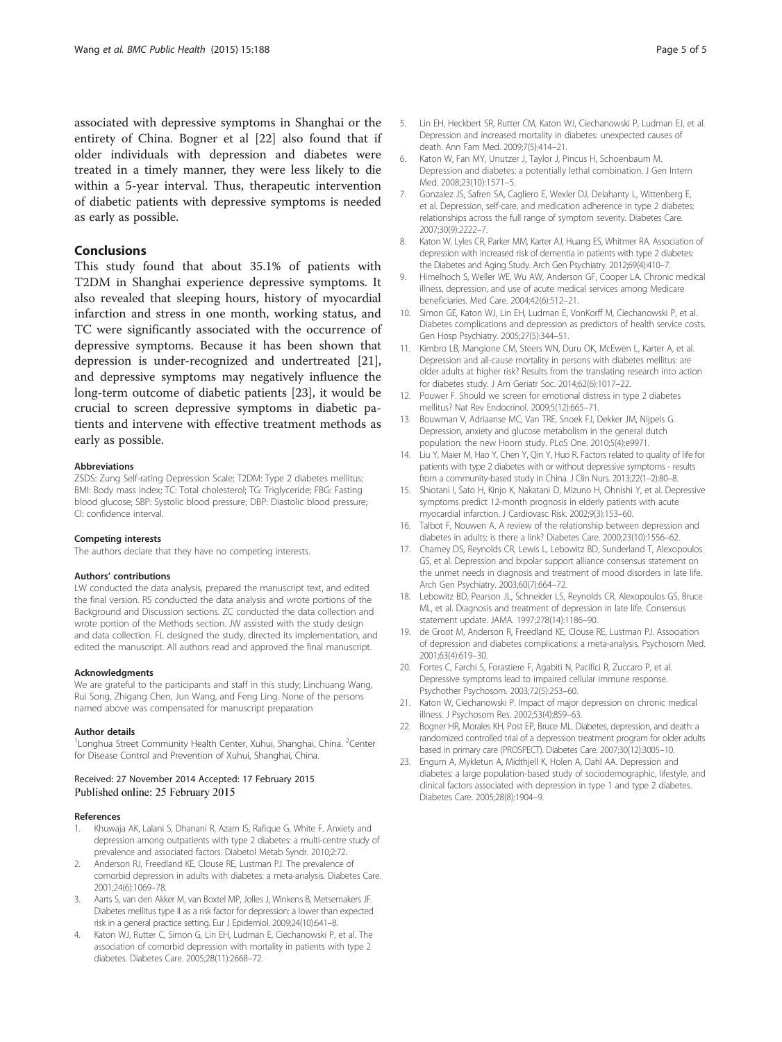associated with depressive symptoms in Shanghai or the entirety of China. Bogner et al [22] also found that if older individuals with depression and diabetes were treated in a timely manner, they were less likely to die within a 5-year interval. Thus, therapeutic intervention of diabetic patients with depressive symptoms is needed as early as possible.

## Conclusions

This study found that about 35.1% of patients with T2DM in Shanghai experience depressive symptoms. It also revealed that sleeping hours, history of myocardial infarction and stress in one month, working status, and TC were significantly associated with the occurrence of depressive symptoms. Because it has been shown that depression is under-recognized and undertreated [21], and depressive symptoms may negatively influence the long-term outcome of diabetic patients [23], it would be crucial to screen depressive symptoms in diabetic patients and intervene with effective treatment methods as early as possible.

#### Abbreviations

ZSDS: Zung Self-rating Depression Scale; T2DM: Type 2 diabetes mellitus; BMI: Body mass index; TC: Total cholesterol; TG: Triglyceride; FBG: Fasting blood glucose; SBP: Systolic blood pressure; DBP: Diastolic blood pressure; CI: confidence interval.

#### Competing interests

The authors declare that they have no competing interests.

#### Authors' contributions

LW conducted the data analysis, prepared the manuscript text, and edited the final version. RS conducted the data analysis and wrote portions of the Background and Discussion sections. ZC conducted the data collection and wrote portion of the Methods section. JW assisted with the study design and data collection. FL designed the study, directed its implementation, and edited the manuscript. All authors read and approved the final manuscript.

#### Acknowledgments

We are grateful to the participants and staff in this study; Linchuang Wang, Rui Song, Zhigang Chen, Jun Wang, and Feng Ling. None of the persons named above was compensated for manuscript preparation

#### Author details

[1]Longhua Street Community Health Center, Xuhui, Shanghai, China. [2]Center for Disease Control and Prevention of Xuhui, Shanghai, China.

Received: 27 November 2014 Accepted: 17 February 2015
Published online: 25 February 2015

#### References

1. Khuwaja AK, Lalani S, Dhanani R, Azam IS, Rafique G, White F. Anxiety and depression among outpatients with type 2 diabetes: a multi-centre study of prevalence and associated factors. Diabetol Metab Syndr. 2010;2:72.
2. Anderson RJ, Freedland KE, Clouse RE, Lustman PJ. The prevalence of comorbid depression in adults with diabetes: a meta-analysis. Diabetes Care. 2001;24(6):1069–78.
3. Aarts S, van den Akker M, van Boxtel MP, Jolles J, Winkens B, Metsemakers JF. Diabetes mellitus type II as a risk factor for depression: a lower than expected risk in a general practice setting. Eur J Epidemiol. 2009;24(10):641–8.
4. Katon WJ, Rutter C, Simon G, Lin EH, Ludman E, Ciechanowski P, et al. The association of comorbid depression with mortality in patients with type 2 diabetes. Diabetes Care. 2005;28(11):2668–72.
5. Lin EH, Heckbert SR, Rutter CM, Katon WJ, Ciechanowski P, Ludman EJ, et al. Depression and increased mortality in diabetes: unexpected causes of death. Ann Fam Med. 2009;7(5):414–21.
6. Katon W, Fan MY, Unutzer J, Taylor J, Pincus H, Schoenbaum M. Depression and diabetes: a potentially lethal combination. J Gen Intern Med. 2008;23(10):1571–5.
7. Gonzalez JS, Safren SA, Cagliero E, Wexler DJ, Delahanty L, Wittenberg E, et al. Depression, self-care, and medication adherence in type 2 diabetes: relationships across the full range of symptom severity. Diabetes Care. 2007;30(9):2222–7.
8. Katon W, Lyles CR, Parker MM, Karter AJ, Huang ES, Whitmer RA. Association of depression with increased risk of dementia in patients with type 2 diabetes: the Diabetes and Aging Study. Arch Gen Psychiatry. 2012;69(4):410–7.
9. Himelhoch S, Weller WE, Wu AW, Anderson GF, Cooper LA. Chronic medical illness, depression, and use of acute medical services among Medicare beneficiaries. Med Care. 2004;42(6):512–21.
10. Simon GE, Katon WJ, Lin EH, Ludman E, VonKorff M, Ciechanowski P, et al. Diabetes complications and depression as predictors of health service costs. Gen Hosp Psychiatry. 2005;27(5):344–51.
11. Kimbro LB, Mangione CM, Steers WN, Duru OK, McEwen L, Karter A, et al. Depression and all-cause mortality in persons with diabetes mellitus: are older adults at higher risk? Results from the translating research into action for diabetes study. J Am Geriatr Soc. 2014;62(6):1017–22.
12. Pouwer F. Should we screen for emotional distress in type 2 diabetes mellitus? Nat Rev Endocrinol. 2009;5(12):665–71.
13. Bouwman V, Adriaanse MC, Van TRE, Snoek FJ, Dekker JM, Nijpels G. Depression, anxiety and glucose metabolism in the general dutch population: the new Hoorn study. PLoS One. 2010;5(4):e9971.
14. Liu Y, Maier M, Hao Y, Chen Y, Qin Y, Huo R. Factors related to quality of life for patients with type 2 diabetes with or without depressive symptoms - results from a community-based study in China. J Clin Nurs. 2013;22(1–2):80–8.
15. Shiotani I, Sato H, Kinjo K, Nakatani D, Mizuno H, Ohnishi Y, et al. Depressive symptoms predict 12-month prognosis in elderly patients with acute myocardial infarction. J Cardiovasc Risk. 2002;9(3):153–60.
16. Talbot F, Nouwen A. A review of the relationship between depression and diabetes in adults: is there a link? Diabetes Care. 2000;23(10):1556–62.
17. Charney DS, Reynolds CR, Lewis L, Lebowitz BD, Sunderland T, Alexopoulos GS, et al. Depression and bipolar support alliance consensus statement on the unmet needs in diagnosis and treatment of mood disorders in late life. Arch Gen Psychiatry. 2003;60(7):664–72.
18. Lebowitz BD, Pearson JL, Schneider LS, Reynolds CR, Alexopoulos GS, Bruce ML, et al. Diagnosis and treatment of depression in late life. Consensus statement update. JAMA. 1997;278(14):1186–90.
19. de Groot M, Anderson R, Freedland KE, Clouse RE, Lustman PJ. Association of depression and diabetes complications: a meta-analysis. Psychosom Med. 2001;63(4):619–30.
20. Fortes C, Farchi S, Forastiere F, Agabiti N, Pacifici R, Zuccaro P, et al. Depressive symptoms lead to impaired cellular immune response. Psychother Psychosom. 2003;72(5):253–60.
21. Katon W, Ciechanowski P. Impact of major depression on chronic medical illness. J Psychosom Res. 2002;53(4):859–63.
22. Bogner HR, Morales KH, Post EP, Bruce ML. Diabetes, depression, and death: a randomized controlled trial of a depression treatment program for older adults based in primary care (PROSPECT). Diabetes Care. 2007;30(12):3005–10.
23. Engum A, Mykletun A, Midthjell K, Holen A, Dahl AA. Depression and diabetes: a large population-based study of sociodemographic, lifestyle, and clinical factors associated with depression in type 1 and type 2 diabetes. Diabetes Care. 2005;28(8):1904–9.